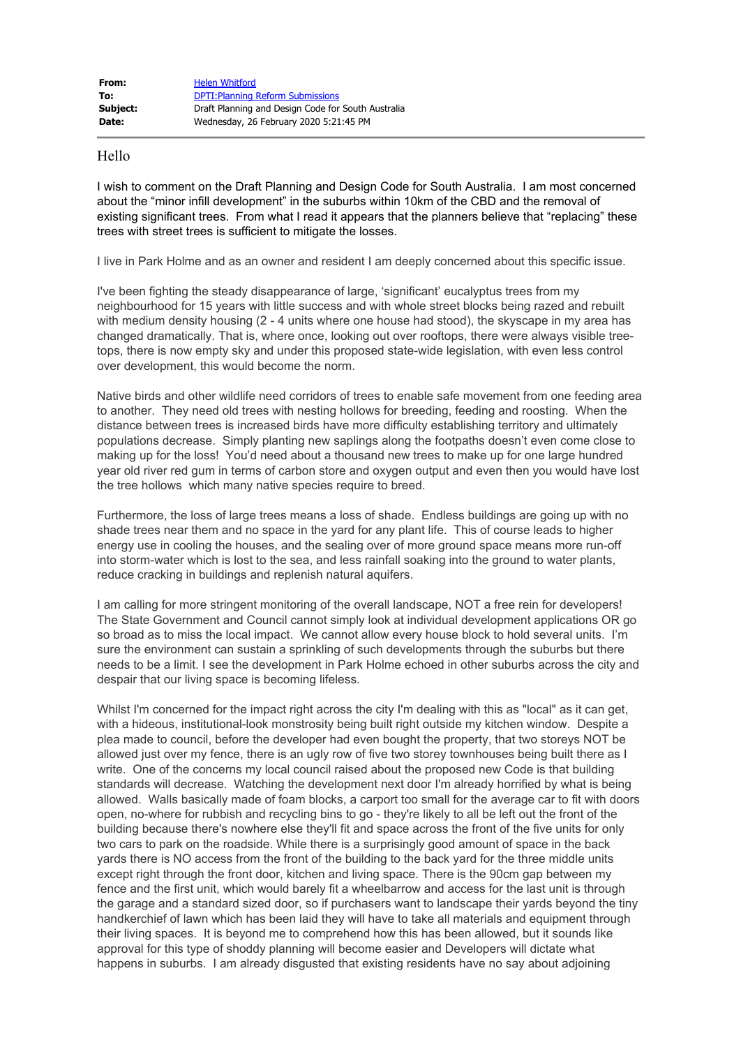|  |  |
| --- | --- |
| **From:** | Helen Whitford |
| **To:** | DPTI:Planning Reform Submissions |
| **Subject:** | Draft Planning and Design Code for South Australia |
| **Date:** | Wednesday, 26 February 2020 5:21:45 PM |

Hello

I wish to comment on the Draft Planning and Design Code for South Australia. I am most concerned about the "minor infill development" in the suburbs within 10km of the CBD and the removal of existing significant trees. From what I read it appears that the planners believe that "replacing" these trees with street trees is sufficient to mitigate the losses.

I live in Park Holme and as an owner and resident I am deeply concerned about this specific issue.

I've been fighting the steady disappearance of large, 'significant' eucalyptus trees from my neighbourhood for 15 years with little success and with whole street blocks being razed and rebuilt with medium density housing (2 - 4 units where one house had stood), the skyscape in my area has changed dramatically. That is, where once, looking out over rooftops, there were always visible tree-tops, there is now empty sky and under this proposed state-wide legislation, with even less control over development, this would become the norm.

Native birds and other wildlife need corridors of trees to enable safe movement from one feeding area to another. They need old trees with nesting hollows for breeding, feeding and roosting. When the distance between trees is increased birds have more difficulty establishing territory and ultimately populations decrease. Simply planting new saplings along the footpaths doesn't even come close to making up for the loss! You'd need about a thousand new trees to make up for one large hundred year old river red gum in terms of carbon store and oxygen output and even then you would have lost the tree hollows which many native species require to breed.

Furthermore, the loss of large trees means a loss of shade. Endless buildings are going up with no shade trees near them and no space in the yard for any plant life. This of course leads to higher energy use in cooling the houses, and the sealing over of more ground space means more run-off into storm-water which is lost to the sea, and less rainfall soaking into the ground to water plants, reduce cracking in buildings and replenish natural aquifers.

I am calling for more stringent monitoring of the overall landscape, NOT a free rein for developers! The State Government and Council cannot simply look at individual development applications OR go so broad as to miss the local impact. We cannot allow every house block to hold several units. I'm sure the environment can sustain a sprinkling of such developments through the suburbs but there needs to be a limit. I see the development in Park Holme echoed in other suburbs across the city and despair that our living space is becoming lifeless.

Whilst I'm concerned for the impact right across the city I'm dealing with this as "local" as it can get, with a hideous, institutional-look monstrosity being built right outside my kitchen window. Despite a plea made to council, before the developer had even bought the property, that two storeys NOT be allowed just over my fence, there is an ugly row of five two storey townhouses being built there as I write. One of the concerns my local council raised about the proposed new Code is that building standards will decrease. Watching the development next door I'm already horrified by what is being allowed. Walls basically made of foam blocks, a carport too small for the average car to fit with doors open, no-where for rubbish and recycling bins to go - they're likely to all be left out the front of the building because there's nowhere else they'll fit and space across the front of the five units for only two cars to park on the roadside. While there is a surprisingly good amount of space in the back yards there is NO access from the front of the building to the back yard for the three middle units except right through the front door, kitchen and living space. There is the 90cm gap between my fence and the first unit, which would barely fit a wheelbarrow and access for the last unit is through the garage and a standard sized door, so if purchasers want to landscape their yards beyond the tiny handkerchief of lawn which has been laid they will have to take all materials and equipment through their living spaces. It is beyond me to comprehend how this has been allowed, but it sounds like approval for this type of shoddy planning will become easier and Developers will dictate what happens in suburbs. I am already disgusted that existing residents have no say about adjoining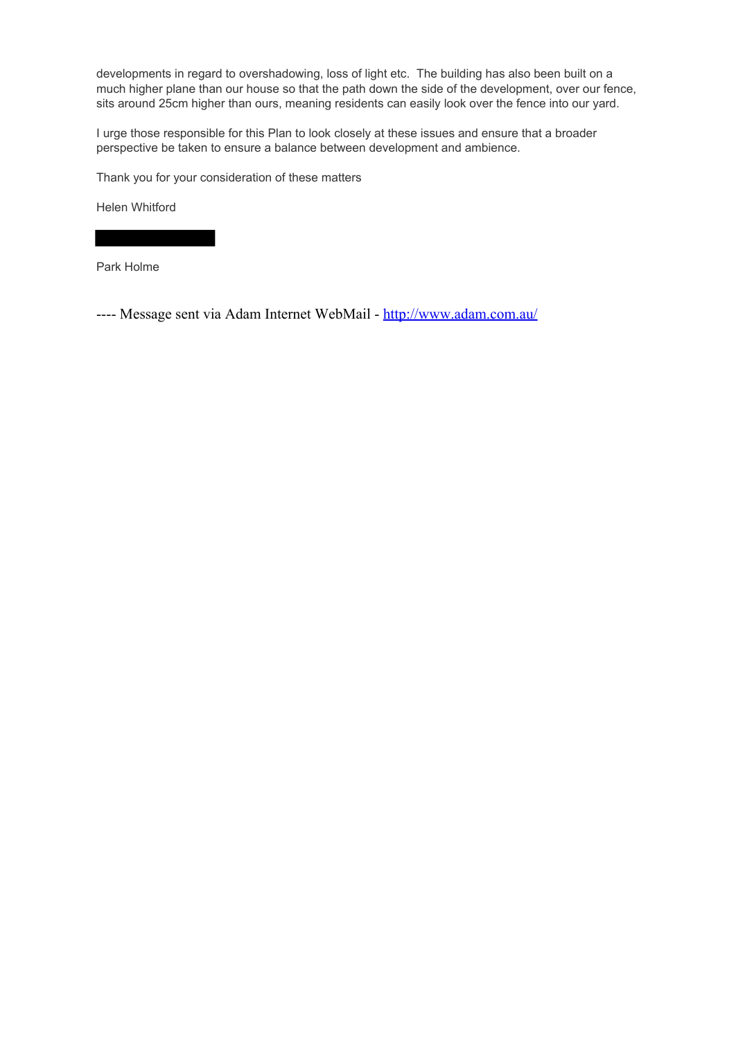developments in regard to overshadowing, loss of light etc.  The building has also been built on a much higher plane than our house so that the path down the side of the development, over our fence, sits around 25cm higher than ours, meaning residents can easily look over the fence into our yard.

I urge those responsible for this Plan to look closely at these issues and ensure that a broader perspective be taken to ensure a balance between development and ambience.

Thank you for your consideration of these matters

Helen Whitford

Park Holme

---- Message sent via Adam Internet WebMail - http://www.adam.com.au/